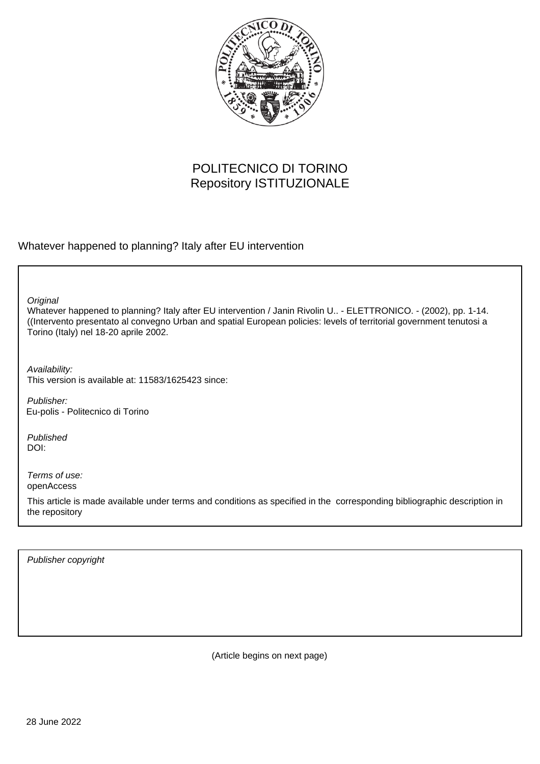POLITECNICO DI TORINO
Repository ISTITUZIONALE

Whatever happened to planning? Italy after EU intervention

*Original*
Whatever happened to planning? Italy after EU intervention / Janin Rivolin U.. - ELETTRONICO. - (2002), pp. 1-14. ((Intervento presentato al convegno Urban and spatial European policies: levels of territorial government tenutosi a Torino (Italy) nel 18-20 aprile 2002.

*Availability:*
This version is available at: 11583/1625423 since:

*Publisher:*
Eu-polis - Politecnico di Torino

*Published*
DOI:

*Terms of use:*
openAccess

This article is made available under terms and conditions as specified in the corresponding bibliographic description in the repository

*Publisher copyright*

(Article begins on next page)

28 June 2022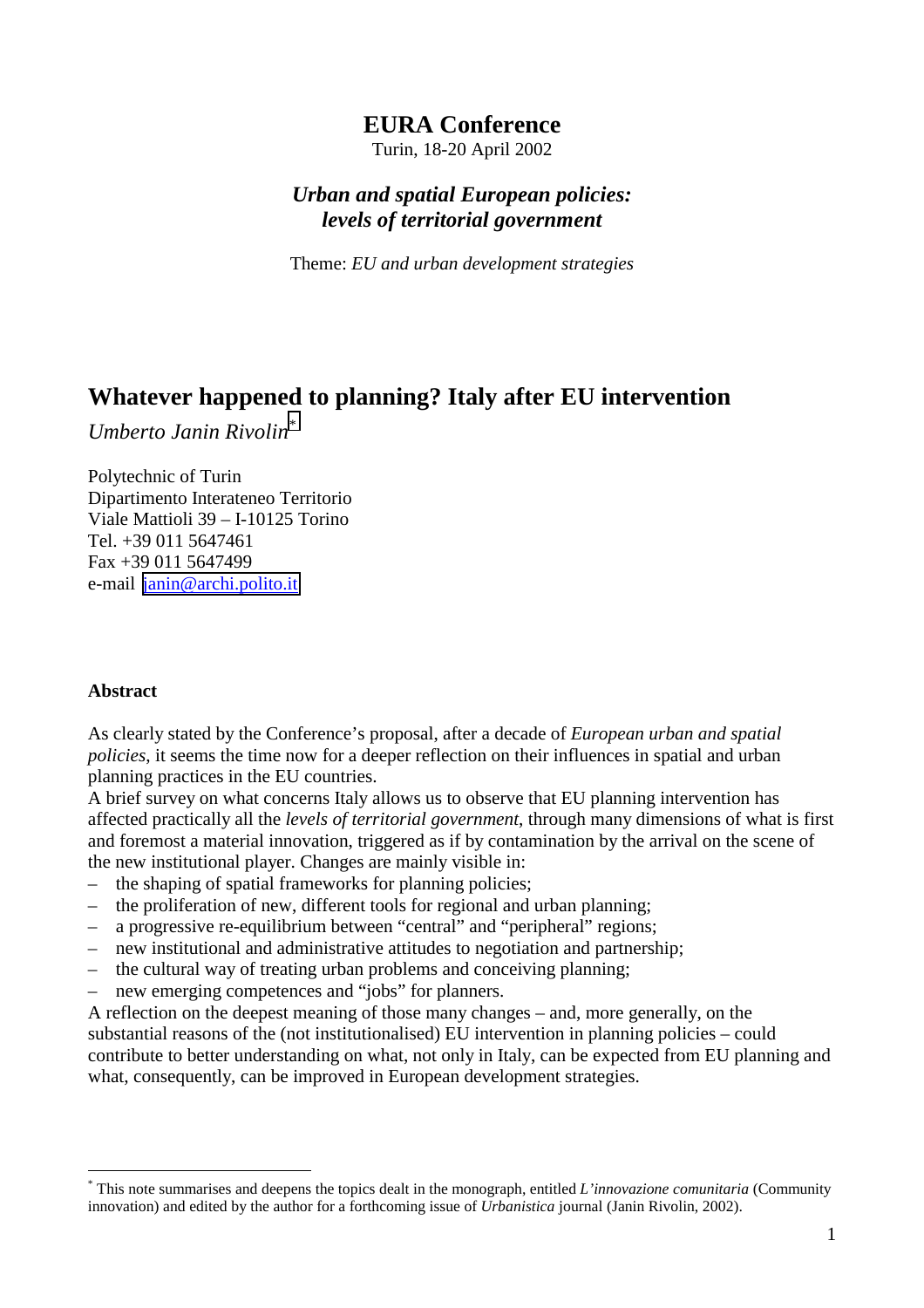# EURA Conference

Turin, 18-20 April 2002

## *Urban and spatial European policies: levels of territorial government*

Theme: *EU and urban development strategies*

# Whatever happened to planning? Italy after EU intervention

*Umberto Janin Rivolin*[*]

Polytechnic of Turin
Dipartimento Interateneo Territorio
Viale Mattioli 39 – I-10125 Torino
Tel. +39 011 5647461
Fax +39 011 5647499
e-mail janin@archi.polito.it

**Abstract**

As clearly stated by the Conference's proposal, after a decade of *European urban and spatial policies*, it seems the time now for a deeper reflection on their influences in spatial and urban planning practices in the EU countries.
A brief survey on what concerns Italy allows us to observe that EU planning intervention has affected practically all the *levels of territorial government*, through many dimensions of what is first and foremost a material innovation, triggered as if by contamination by the arrival on the scene of the new institutional player. Changes are mainly visible in:

- the shaping of spatial frameworks for planning policies;
- the proliferation of new, different tools for regional and urban planning;
- a progressive re-equilibrium between "central" and "peripheral" regions;
- new institutional and administrative attitudes to negotiation and partnership;
- the cultural way of treating urban problems and conceiving planning;
- new emerging competences and "jobs" for planners.

A reflection on the deepest meaning of those many changes – and, more generally, on the substantial reasons of the (not institutionalised) EU intervention in planning policies – could contribute to better understanding on what, not only in Italy, can be expected from EU planning and what, consequently, can be improved in European development strategies.

[*] This note summarises and deepens the topics dealt in the monograph, entitled *L'innovazione comunitaria* (Community innovation) and edited by the author for a forthcoming issue of *Urbanistica* journal (Janin Rivolin, 2002).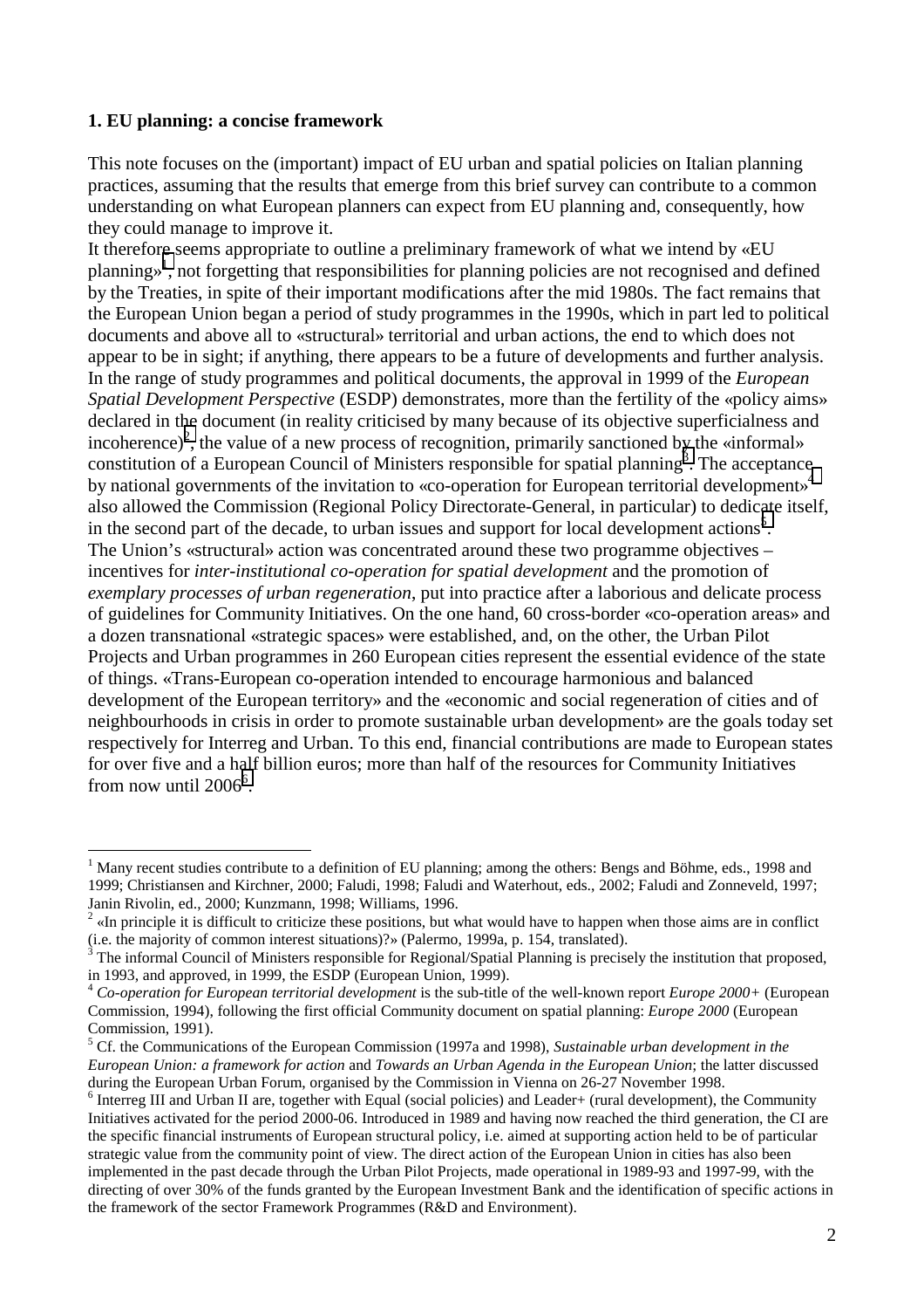### 1. EU planning: a concise framework

This note focuses on the (important) impact of EU urban and spatial policies on Italian planning practices, assuming that the results that emerge from this brief survey can contribute to a common understanding on what European planners can expect from EU planning and, consequently, how they could manage to improve it.

It therefore seems appropriate to outline a preliminary framework of what we intend by «EU planning»[1], not forgetting that responsibilities for planning policies are not recognised and defined by the Treaties, in spite of their important modifications after the mid 1980s. The fact remains that the European Union began a period of study programmes in the 1990s, which in part led to political documents and above all to «structural» territorial and urban actions, the end to which does not appear to be in sight; if anything, there appears to be a future of developments and further analysis. In the range of study programmes and political documents, the approval in 1999 of the *European Spatial Development Perspective* (ESDP) demonstrates, more than the fertility of the «policy aims» declared in the document (in reality criticised by many because of its objective superficialness and incoherence)[2], the value of a new process of recognition, primarily sanctioned by the «informal» constitution of a European Council of Ministers responsible for spatial planning[3]. The acceptance by national governments of the invitation to «co-operation for European territorial development»[4] also allowed the Commission (Regional Policy Directorate-General, in particular) to dedicate itself, in the second part of the decade, to urban issues and support for local development actions[5]. The Union's «structural» action was concentrated around these two programme objectives – incentives for *inter-institutional co-operation for spatial development* and the promotion of *exemplary processes of urban regeneration*, put into practice after a laborious and delicate process of guidelines for Community Initiatives. On the one hand, 60 cross-border «co-operation areas» and a dozen transnational «strategic spaces» were established, and, on the other, the Urban Pilot Projects and Urban programmes in 260 European cities represent the essential evidence of the state of things. «Trans-European co-operation intended to encourage harmonious and balanced development of the European territory» and the «economic and social regeneration of cities and of neighbourhoods in crisis in order to promote sustainable urban development» are the goals today set respectively for Interreg and Urban. To this end, financial contributions are made to European states for over five and a half billion euros; more than half of the resources for Community Initiatives from now until 2006[6].

---

[1] Many recent studies contribute to a definition of EU planning; among the others: Bengs and Böhme, eds., 1998 and 1999; Christiansen and Kirchner, 2000; Faludi, 1998; Faludi and Waterhout, eds., 2002; Faludi and Zonneveld, 1997; Janin Rivolin, ed., 2000; Kunzmann, 1998; Williams, 1996.

[2] «In principle it is difficult to criticize these positions, but what would have to happen when those aims are in conflict (i.e. the majority of common interest situations)?» (Palermo, 1999a, p. 154, translated).

[3] The informal Council of Ministers responsible for Regional/Spatial Planning is precisely the institution that proposed, in 1993, and approved, in 1999, the ESDP (European Union, 1999).

[4] *Co-operation for European territorial development* is the sub-title of the well-known report *Europe 2000+* (European Commission, 1994), following the first official Community document on spatial planning: *Europe 2000* (European Commission, 1991).

[5] Cf. the Communications of the European Commission (1997a and 1998), *Sustainable urban development in the European Union: a framework for action* and *Towards an Urban Agenda in the European Union*; the latter discussed during the European Urban Forum, organised by the Commission in Vienna on 26-27 November 1998.

[6] Interreg III and Urban II are, together with Equal (social policies) and Leader+ (rural development), the Community Initiatives activated for the period 2000-06. Introduced in 1989 and having now reached the third generation, the CI are the specific financial instruments of European structural policy, i.e. aimed at supporting action held to be of particular strategic value from the community point of view. The direct action of the European Union in cities has also been implemented in the past decade through the Urban Pilot Projects, made operational in 1989-93 and 1997-99, with the directing of over 30% of the funds granted by the European Investment Bank and the identification of specific actions in the framework of the sector Framework Programmes (R&D and Environment).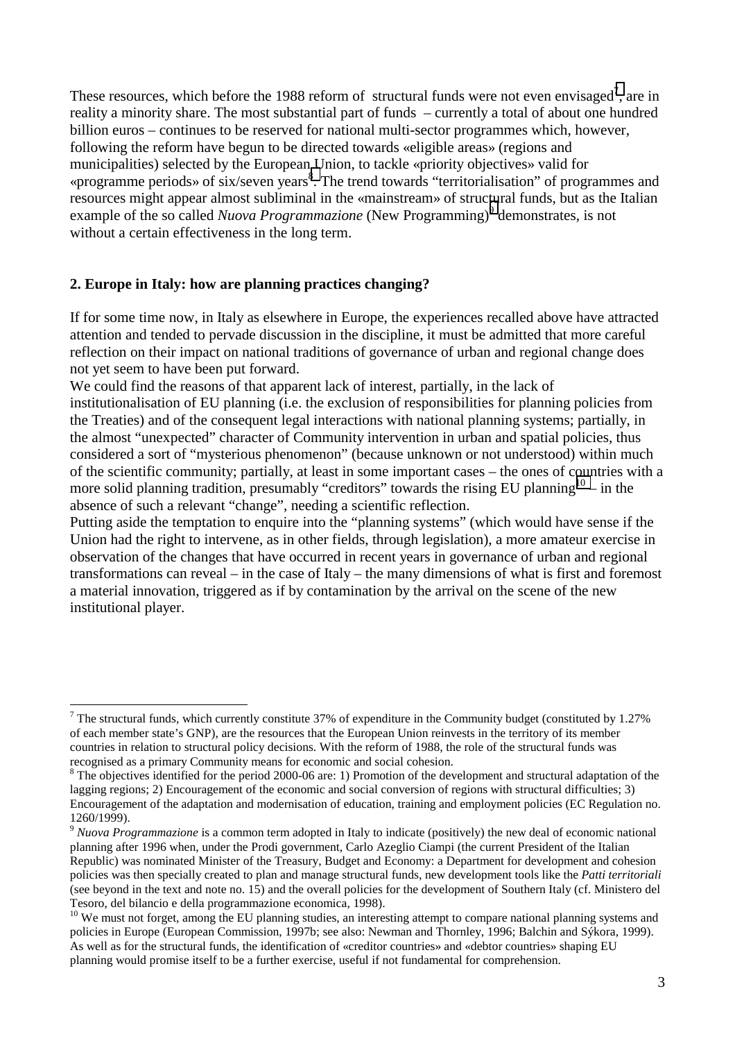These resources, which before the 1988 reform of structural funds were not even envisaged[7], are in reality a minority share. The most substantial part of funds – currently a total of about one hundred billion euros – continues to be reserved for national multi-sector programmes which, however, following the reform have begun to be directed towards «eligible areas» (regions and municipalities) selected by the European Union, to tackle «priority objectives» valid for «programme periods» of six/seven years[8]. The trend towards "territorialisation" of programmes and resources might appear almost subliminal in the «mainstream» of structural funds, but as the Italian example of the so called *Nuova Programmazione* (New Programming)[9] demonstrates, is not without a certain effectiveness in the long term.

## 2. Europe in Italy: how are planning practices changing?

If for some time now, in Italy as elsewhere in Europe, the experiences recalled above have attracted attention and tended to pervade discussion in the discipline, it must be admitted that more careful reflection on their impact on national traditions of governance of urban and regional change does not yet seem to have been put forward.

We could find the reasons of that apparent lack of interest, partially, in the lack of institutionalisation of EU planning (i.e. the exclusion of responsibilities for planning policies from the Treaties) and of the consequent legal interactions with national planning systems; partially, in the almost "unexpected" character of Community intervention in urban and spatial policies, thus considered a sort of "mysterious phenomenon" (because unknown or not understood) within much of the scientific community; partially, at least in some important cases – the ones of countries with a more solid planning tradition, presumably "creditors" towards the rising EU planning[10] – in the absence of such a relevant "change", needing a scientific reflection.

Putting aside the temptation to enquire into the "planning systems" (which would have sense if the Union had the right to intervene, as in other fields, through legislation), a more amateur exercise in observation of the changes that have occurred in recent years in governance of urban and regional transformations can reveal – in the case of Italy – the many dimensions of what is first and foremost a material innovation, triggered as if by contamination by the arrival on the scene of the new institutional player.

---

[7] The structural funds, which currently constitute 37% of expenditure in the Community budget (constituted by 1.27% of each member state's GNP), are the resources that the European Union reinvests in the territory of its member countries in relation to structural policy decisions. With the reform of 1988, the role of the structural funds was recognised as a primary Community means for economic and social cohesion.

[8] The objectives identified for the period 2000-06 are: 1) Promotion of the development and structural adaptation of the lagging regions; 2) Encouragement of the economic and social conversion of regions with structural difficulties; 3) Encouragement of the adaptation and modernisation of education, training and employment policies (EC Regulation no. 1260/1999).

[9] *Nuova Programmazione* is a common term adopted in Italy to indicate (positively) the new deal of economic national planning after 1996 when, under the Prodi government, Carlo Azeglio Ciampi (the current President of the Italian Republic) was nominated Minister of the Treasury, Budget and Economy: a Department for development and cohesion policies was then specially created to plan and manage structural funds, new development tools like the *Patti territoriali* (see beyond in the text and note no. 15) and the overall policies for the development of Southern Italy (cf. Ministero del Tesoro, del bilancio e della programmazione economica, 1998).

[10] We must not forget, among the EU planning studies, an interesting attempt to compare national planning systems and policies in Europe (European Commission, 1997b; see also: Newman and Thornley, 1996; Balchin and Sýkora, 1999). As well as for the structural funds, the identification of «creditor countries» and «debtor countries» shaping EU planning would promise itself to be a further exercise, useful if not fundamental for comprehension.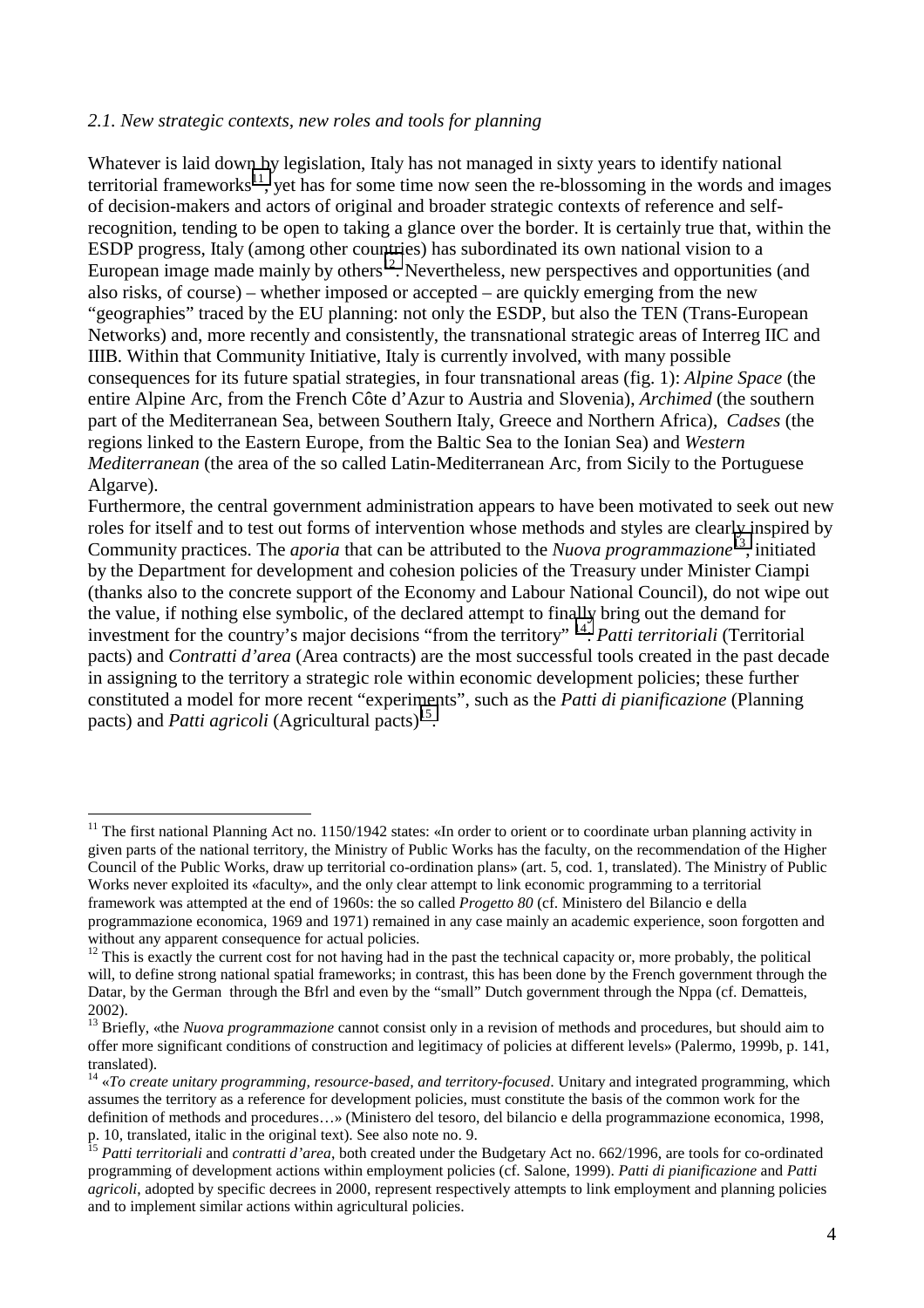*2.1. New strategic contexts, new roles and tools for planning*

Whatever is laid down by legislation, Italy has not managed in sixty years to identify national territorial frameworks[11], yet has for some time now seen the re-blossoming in the words and images of decision-makers and actors of original and broader strategic contexts of reference and self-recognition, tending to be open to taking a glance over the border. It is certainly true that, within the ESDP progress, Italy (among other countries) has subordinated its own national vision to a European image made mainly by others[12]. Nevertheless, new perspectives and opportunities (and also risks, of course) – whether imposed or accepted – are quickly emerging from the new "geographies" traced by the EU planning: not only the ESDP, but also the TEN (Trans-European Networks) and, more recently and consistently, the transnational strategic areas of Interreg IIC and IIIB. Within that Community Initiative, Italy is currently involved, with many possible consequences for its future spatial strategies, in four transnational areas (fig. 1): *Alpine Space* (the entire Alpine Arc, from the French Côte d'Azur to Austria and Slovenia), *Archimed* (the southern part of the Mediterranean Sea, between Southern Italy, Greece and Northern Africa), *Cadses* (the regions linked to the Eastern Europe, from the Baltic Sea to the Ionian Sea) and *Western Mediterranean* (the area of the so called Latin-Mediterranean Arc, from Sicily to the Portuguese Algarve).

Furthermore, the central government administration appears to have been motivated to seek out new roles for itself and to test out forms of intervention whose methods and styles are clearly inspired by Community practices. The *aporia* that can be attributed to the *Nuova programmazione*[13], initiated by the Department for development and cohesion policies of the Treasury under Minister Ciampi (thanks also to the concrete support of the Economy and Labour National Council), do not wipe out the value, if nothing else symbolic, of the declared attempt to finally bring out the demand for investment for the country's major decisions "from the territory"[14]. *Patti territoriali* (Territorial pacts) and *Contratti d'area* (Area contracts) are the most successful tools created in the past decade in assigning to the territory a strategic role within economic development policies; these further constituted a model for more recent "experiments", such as the *Patti di pianificazione* (Planning pacts) and *Patti agricoli* (Agricultural pacts)[15].

---

[11] The first national Planning Act no. 1150/1942 states: «In order to orient or to coordinate urban planning activity in given parts of the national territory, the Ministry of Public Works has the faculty, on the recommendation of the Higher Council of the Public Works, draw up territorial co-ordination plans» (art. 5, cod. 1, translated). The Ministry of Public Works never exploited its «faculty», and the only clear attempt to link economic programming to a territorial framework was attempted at the end of 1960s: the so called *Progetto 80* (cf. Ministero del Bilancio e della programmazione economica, 1969 and 1971) remained in any case mainly an academic experience, soon forgotten and without any apparent consequence for actual policies.

[12] This is exactly the current cost for not having had in the past the technical capacity or, more probably, the political will, to define strong national spatial frameworks; in contrast, this has been done by the French government through the Datar, by the German through the Bfrl and even by the "small" Dutch government through the Nppa (cf. Dematteis, 2002).

[13] Briefly, «the *Nuova programmazione* cannot consist only in a revision of methods and procedures, but should aim to offer more significant conditions of construction and legitimacy of policies at different levels» (Palermo, 1999b, p. 141, translated).

[14] «*To create unitary programming, resource-based, and territory-focused*. Unitary and integrated programming, which assumes the territory as a reference for development policies, must constitute the basis of the common work for the definition of methods and procedures…» (Ministero del tesoro, del bilancio e della programmazione economica, 1998, p. 10, translated, italic in the original text). See also note no. 9.

[15] *Patti territoriali* and *contratti d'area*, both created under the Budgetary Act no. 662/1996, are tools for co-ordinated programming of development actions within employment policies (cf. Salone, 1999). *Patti di pianificazione* and *Patti agricoli*, adopted by specific decrees in 2000, represent respectively attempts to link employment and planning policies and to implement similar actions within agricultural policies.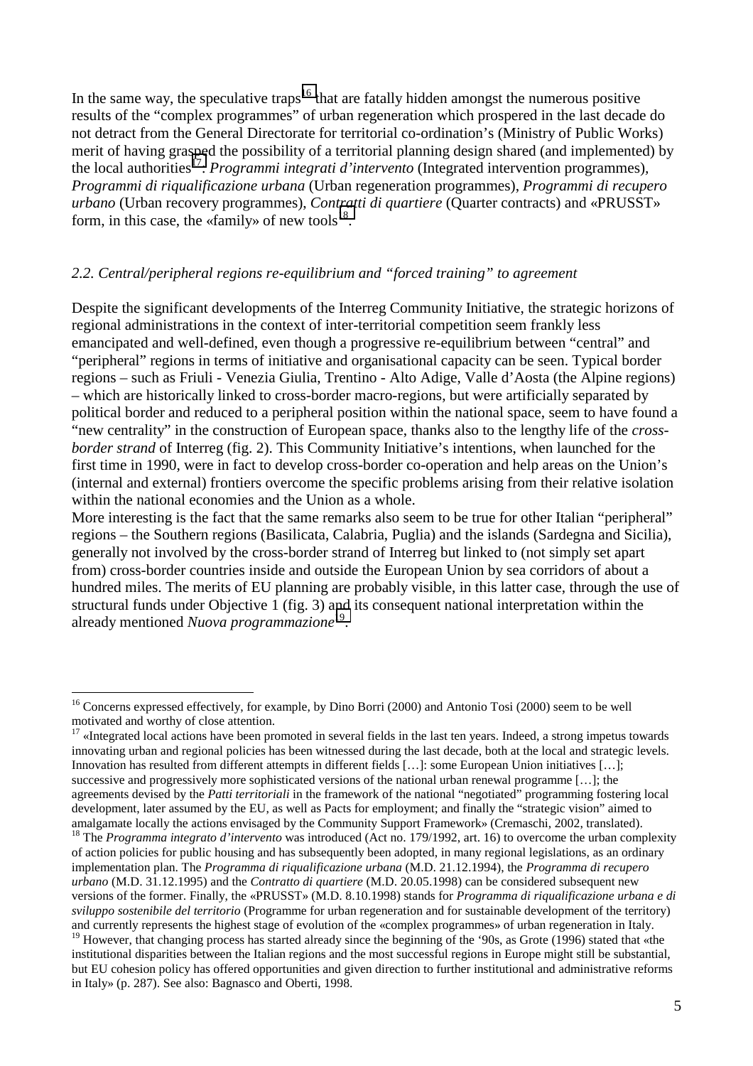In the same way, the speculative traps[16] that are fatally hidden amongst the numerous positive results of the "complex programmes" of urban regeneration which prospered in the last decade do not detract from the General Directorate for territorial co-ordination's (Ministry of Public Works) merit of having grasped the possibility of a territorial planning design shared (and implemented) by the local authorities[17]. *Programmi integrati d'intervento* (Integrated intervention programmes), *Programmi di riqualificazione urbana* (Urban regeneration programmes), *Programmi di recupero urbano* (Urban recovery programmes), *Contratti di quartiere* (Quarter contracts) and «PRUSST» form, in this case, the «family» of new tools[18].

### *2.2. Central/peripheral regions re-equilibrium and "forced training" to agreement*

Despite the significant developments of the Interreg Community Initiative, the strategic horizons of regional administrations in the context of inter-territorial competition seem frankly less emancipated and well-defined, even though a progressive re-equilibrium between "central" and "peripheral" regions in terms of initiative and organisational capacity can be seen. Typical border regions – such as Friuli - Venezia Giulia, Trentino - Alto Adige, Valle d'Aosta (the Alpine regions) – which are historically linked to cross-border macro-regions, but were artificially separated by political border and reduced to a peripheral position within the national space, seem to have found a "new centrality" in the construction of European space, thanks also to the lengthy life of the *cross-border strand* of Interreg (fig. 2). This Community Initiative's intentions, when launched for the first time in 1990, were in fact to develop cross-border co-operation and help areas on the Union's (internal and external) frontiers overcome the specific problems arising from their relative isolation within the national economies and the Union as a whole.

More interesting is the fact that the same remarks also seem to be true for other Italian "peripheral" regions – the Southern regions (Basilicata, Calabria, Puglia) and the islands (Sardegna and Sicilia), generally not involved by the cross-border strand of Interreg but linked to (not simply set apart from) cross-border countries inside and outside the European Union by sea corridors of about a hundred miles. The merits of EU planning are probably visible, in this latter case, through the use of structural funds under Objective 1 (fig. 3) and its consequent national interpretation within the already mentioned *Nuova programmazione*[19].

---

[16] Concerns expressed effectively, for example, by Dino Borri (2000) and Antonio Tosi (2000) seem to be well motivated and worthy of close attention.

[17] «Integrated local actions have been promoted in several fields in the last ten years. Indeed, a strong impetus towards innovating urban and regional policies has been witnessed during the last decade, both at the local and strategic levels. Innovation has resulted from different attempts in different fields […]: some European Union initiatives […]; successive and progressively more sophisticated versions of the national urban renewal programme […]; the agreements devised by the *Patti territoriali* in the framework of the national "negotiated" programming fostering local development, later assumed by the EU, as well as Pacts for employment; and finally the "strategic vision" aimed to amalgamate locally the actions envisaged by the Community Support Framework» (Cremaschi, 2002, translated).

[18] The *Programma integrato d'intervento* was introduced (Act no. 179/1992, art. 16) to overcome the urban complexity of action policies for public housing and has subsequently been adopted, in many regional legislations, as an ordinary implementation plan. The *Programma di riqualificazione urbana* (M.D. 21.12.1994), the *Programma di recupero urbano* (M.D. 31.12.1995) and the *Contratto di quartiere* (M.D. 20.05.1998) can be considered subsequent new versions of the former. Finally, the «PRUSST» (M.D. 8.10.1998) stands for *Programma di riqualificazione urbana e di sviluppo sostenibile del territorio* (Programme for urban regeneration and for sustainable development of the territory) and currently represents the highest stage of evolution of the «complex programmes» of urban regeneration in Italy.

[19] However, that changing process has started already since the beginning of the '90s, as Grote (1996) stated that «the institutional disparities between the Italian regions and the most successful regions in Europe might still be substantial, but EU cohesion policy has offered opportunities and given direction to further institutional and administrative reforms in Italy» (p. 287). See also: Bagnasco and Oberti, 1998.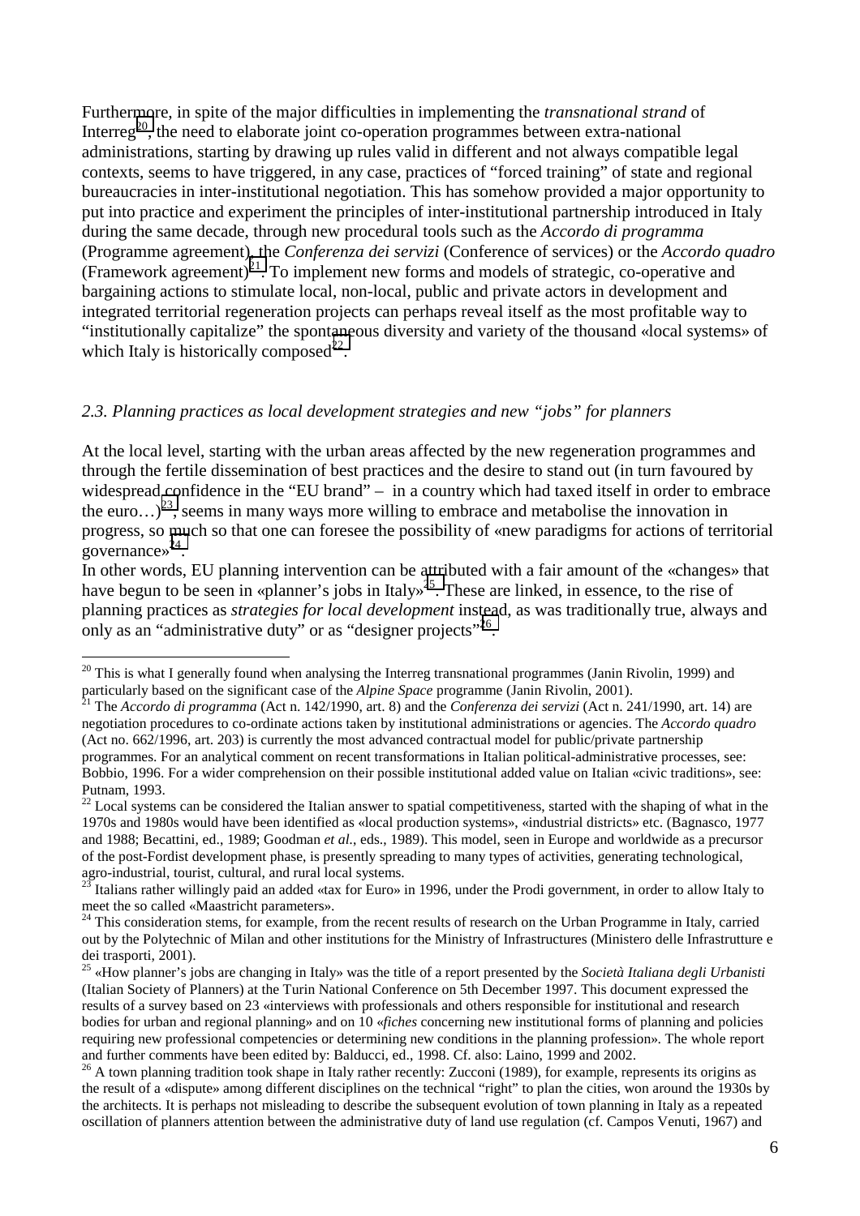Furthermore, in spite of the major difficulties in implementing the *transnational strand* of Interreg[20], the need to elaborate joint co-operation programmes between extra-national administrations, starting by drawing up rules valid in different and not always compatible legal contexts, seems to have triggered, in any case, practices of "forced training" of state and regional bureaucracies in inter-institutional negotiation. This has somehow provided a major opportunity to put into practice and experiment the principles of inter-institutional partnership introduced in Italy during the same decade, through new procedural tools such as the *Accordo di programma* (Programme agreement), the *Conferenza dei servizi* (Conference of services) or the *Accordo quadro* (Framework agreement)[21]. To implement new forms and models of strategic, co-operative and bargaining actions to stimulate local, non-local, public and private actors in development and integrated territorial regeneration projects can perhaps reveal itself as the most profitable way to "institutionally capitalize" the spontaneous diversity and variety of the thousand «local systems» of which Italy is historically composed[22].

### *2.3. Planning practices as local development strategies and new "jobs" for planners*

At the local level, starting with the urban areas affected by the new regeneration programmes and through the fertile dissemination of best practices and the desire to stand out (in turn favoured by widespread confidence in the "EU brand" – in a country which had taxed itself in order to embrace the euro…)[23], seems in many ways more willing to embrace and metabolise the innovation in progress, so much so that one can foresee the possibility of «new paradigms for actions of territorial governance»[24].

In other words, EU planning intervention can be attributed with a fair amount of the «changes» that have begun to be seen in «planner's jobs in Italy»[25]. These are linked, in essence, to the rise of planning practices as *strategies for local development* instead, as was traditionally true, always and only as an "administrative duty" or as "designer projects"[26].

---

[20] This is what I generally found when analysing the Interreg transnational programmes (Janin Rivolin, 1999) and particularly based on the significant case of the *Alpine Space* programme (Janin Rivolin, 2001).

[21] The *Accordo di programma* (Act n. 142/1990, art. 8) and the *Conferenza dei servizi* (Act n. 241/1990, art. 14) are negotiation procedures to co-ordinate actions taken by institutional administrations or agencies. The *Accordo quadro* (Act no. 662/1996, art. 203) is currently the most advanced contractual model for public/private partnership programmes. For an analytical comment on recent transformations in Italian political-administrative processes, see: Bobbio, 1996. For a wider comprehension on their possible institutional added value on Italian «civic traditions», see: Putnam, 1993.

[22] Local systems can be considered the Italian answer to spatial competitiveness, started with the shaping of what in the 1970s and 1980s would have been identified as «local production systems», «industrial districts» etc. (Bagnasco, 1977 and 1988; Becattini, ed., 1989; Goodman *et al.*, eds., 1989). This model, seen in Europe and worldwide as a precursor of the post-Fordist development phase, is presently spreading to many types of activities, generating technological, agro-industrial, tourist, cultural, and rural local systems.

[23] Italians rather willingly paid an added «tax for Euro» in 1996, under the Prodi government, in order to allow Italy to meet the so called «Maastricht parameters».

[24] This consideration stems, for example, from the recent results of research on the Urban Programme in Italy, carried out by the Polytechnic of Milan and other institutions for the Ministry of Infrastructures (Ministero delle Infrastrutture e dei trasporti, 2001).

[25] «How planner's jobs are changing in Italy» was the title of a report presented by the *Società Italiana degli Urbanisti* (Italian Society of Planners) at the Turin National Conference on 5th December 1997. This document expressed the results of a survey based on 23 «interviews with professionals and others responsible for institutional and research bodies for urban and regional planning» and on 10 «*fiches* concerning new institutional forms of planning and policies requiring new professional competencies or determining new conditions in the planning profession». The whole report and further comments have been edited by: Balducci, ed., 1998. Cf. also: Laino, 1999 and 2002.

[26] A town planning tradition took shape in Italy rather recently: Zucconi (1989), for example, represents its origins as the result of a «dispute» among different disciplines on the technical "right" to plan the cities, won around the 1930s by the architects. It is perhaps not misleading to describe the subsequent evolution of town planning in Italy as a repeated oscillation of planners attention between the administrative duty of land use regulation (cf. Campos Venuti, 1967) and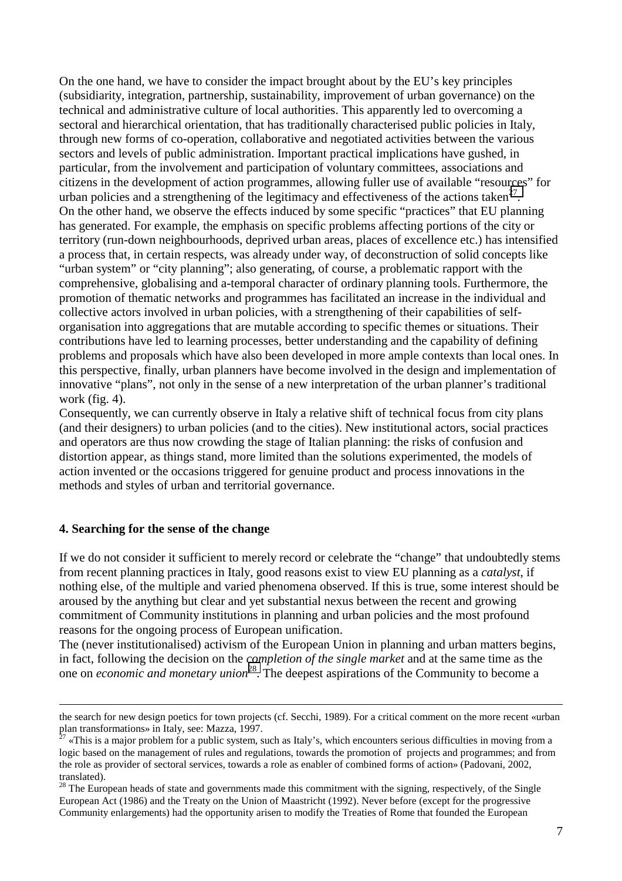On the one hand, we have to consider the impact brought about by the EU's key principles (subsidiarity, integration, partnership, sustainability, improvement of urban governance) on the technical and administrative culture of local authorities. This apparently led to overcoming a sectoral and hierarchical orientation, that has traditionally characterised public policies in Italy, through new forms of co-operation, collaborative and negotiated activities between the various sectors and levels of public administration. Important practical implications have gushed, in particular, from the involvement and participation of voluntary committees, associations and citizens in the development of action programmes, allowing fuller use of available "resources" for urban policies and a strengthening of the legitimacy and effectiveness of the actions taken[27].

On the other hand, we observe the effects induced by some specific "practices" that EU planning has generated. For example, the emphasis on specific problems affecting portions of the city or territory (run-down neighbourhoods, deprived urban areas, places of excellence etc.) has intensified a process that, in certain respects, was already under way, of deconstruction of solid concepts like "urban system" or "city planning"; also generating, of course, a problematic rapport with the comprehensive, globalising and a-temporal character of ordinary planning tools. Furthermore, the promotion of thematic networks and programmes has facilitated an increase in the individual and collective actors involved in urban policies, with a strengthening of their capabilities of self-organisation into aggregations that are mutable according to specific themes or situations. Their contributions have led to learning processes, better understanding and the capability of defining problems and proposals which have also been developed in more ample contexts than local ones. In this perspective, finally, urban planners have become involved in the design and implementation of innovative "plans", not only in the sense of a new interpretation of the urban planner's traditional work (fig. 4).

Consequently, we can currently observe in Italy a relative shift of technical focus from city plans (and their designers) to urban policies (and to the cities). New institutional actors, social practices and operators are thus now crowding the stage of Italian planning: the risks of confusion and distortion appear, as things stand, more limited than the solutions experimented, the models of action invented or the occasions triggered for genuine product and process innovations in the methods and styles of urban and territorial governance.

## 4. Searching for the sense of the change

If we do not consider it sufficient to merely record or celebrate the "change" that undoubtedly stems from recent planning practices in Italy, good reasons exist to view EU planning as a *catalyst*, if nothing else, of the multiple and varied phenomena observed. If this is true, some interest should be aroused by the anything but clear and yet substantial nexus between the recent and growing commitment of Community institutions in planning and urban policies and the most profound reasons for the ongoing process of European unification.

The (never institutionalised) activism of the European Union in planning and urban matters begins, in fact, following the decision on the *completion of the single market* and at the same time as the one on *economic and monetary union*[28]. The deepest aspirations of the Community to become a

---

the search for new design poetics for town projects (cf. Secchi, 1989). For a critical comment on the more recent «urban plan transformations» in Italy, see: Mazza, 1997.

[27] «This is a major problem for a public system, such as Italy's, which encounters serious difficulties in moving from a logic based on the management of rules and regulations, towards the promotion of projects and programmes; and from the role as provider of sectoral services, towards a role as enabler of combined forms of action» (Padovani, 2002, translated).

[28] The European heads of state and governments made this commitment with the signing, respectively, of the Single European Act (1986) and the Treaty on the Union of Maastricht (1992). Never before (except for the progressive Community enlargements) had the opportunity arisen to modify the Treaties of Rome that founded the European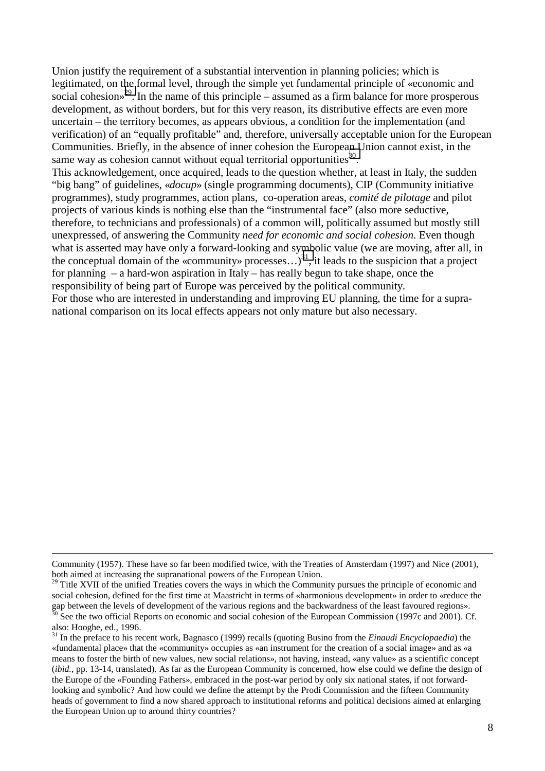Union justify the requirement of a substantial intervention in planning policies; which is legitimated, on the formal level, through the simple yet fundamental principle of «economic and social cohesion»[29]. In the name of this principle – assumed as a firm balance for more prosperous development, as without borders, but for this very reason, its distributive effects are even more uncertain – the territory becomes, as appears obvious, a condition for the implementation (and verification) of an "equally profitable" and, therefore, universally acceptable union for the European Communities. Briefly, in the absence of inner cohesion the European Union cannot exist, in the same way as cohesion cannot without equal territorial opportunities[30].

This acknowledgement, once acquired, leads to the question whether, at least in Italy, the sudden "big bang" of guidelines, «*docup*» (single programming documents), CIP (Community initiative programmes), study programmes, action plans, co-operation areas, *comité de pilotage* and pilot projects of various kinds is nothing else than the "instrumental face" (also more seductive, therefore, to technicians and professionals) of a common will, politically assumed but mostly still unexpressed, of answering the Community *need for economic and social cohesion*. Even though what is asserted may have only a forward-looking and symbolic value (we are moving, after all, in the conceptual domain of the «community» processes…)[31], it leads to the suspicion that a project for planning – a hard-won aspiration in Italy – has really begun to take shape, once the responsibility of being part of Europe was perceived by the political community.

For those who are interested in understanding and improving EU planning, the time for a supra-national comparison on its local effects appears not only mature but also necessary.

---

Community (1957). These have so far been modified twice, with the Treaties of Amsterdam (1997) and Nice (2001), both aimed at increasing the supranational powers of the European Union.

[29] Title XVII of the unified Treaties covers the ways in which the Community pursues the principle of economic and social cohesion, defined for the first time at Maastricht in terms of «harmonious development» in order to «reduce the gap between the levels of development of the various regions and the backwardness of the least favoured regions».

[30] See the two official Reports on economic and social cohesion of the European Commission (1997c and 2001). Cf. also: Hooghe, ed., 1996.

[31] In the preface to his recent work, Bagnasco (1999) recalls (quoting Busino from the *Einaudi Encyclopaedia*) the «fundamental place» that the «community» occupies as «an instrument for the creation of a social image» and as «a means to foster the birth of new values, new social relations», not having, instead, «any value» as a scientific concept (*ibid.*, pp. 13-14, translated). As far as the European Community is concerned, how else could we define the design of the Europe of the «Founding Fathers», embraced in the post-war period by only six national states, if not forward-looking and symbolic? And how could we define the attempt by the Prodi Commission and the fifteen Community heads of government to find a now shared approach to institutional reforms and political decisions aimed at enlarging the European Union up to around thirty countries?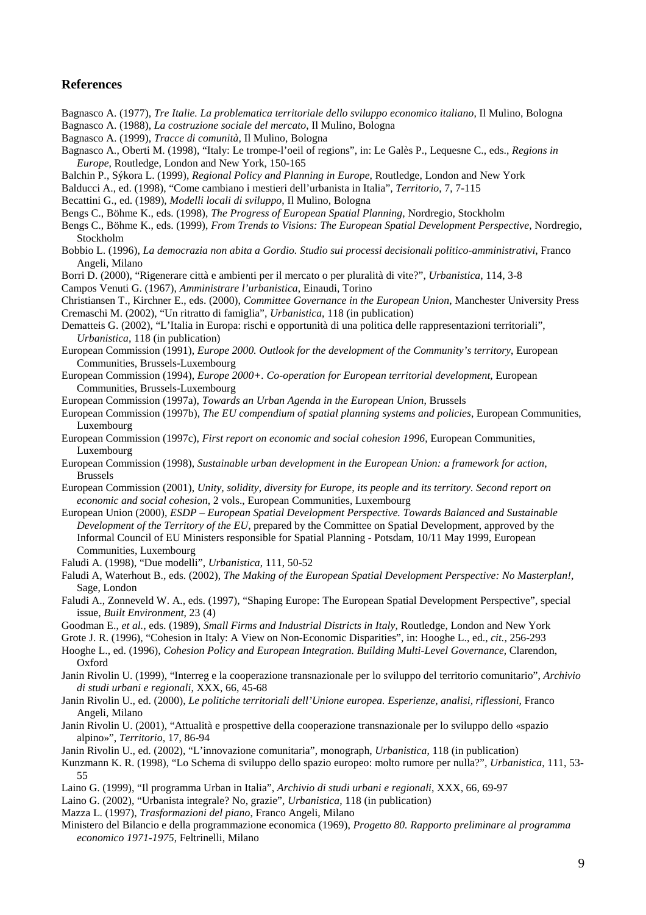## References

Bagnasco A. (1977), *Tre Italie. La problematica territoriale dello sviluppo economico italiano*, Il Mulino, Bologna

Bagnasco A. (1988), *La costruzione sociale del mercato*, Il Mulino, Bologna

Bagnasco A. (1999), *Tracce di comunità*, Il Mulino, Bologna

Bagnasco A., Oberti M. (1998), "Italy: Le trompe-l'oeil of regions", in: Le Galès P., Lequesne C., eds., *Regions in Europe*, Routledge, London and New York, 150-165

Balchin P., Sýkora L. (1999), *Regional Policy and Planning in Europe*, Routledge, London and New York

Balducci A., ed. (1998), "Come cambiano i mestieri dell'urbanista in Italia", *Territorio*, 7, 7-115

Becattini G., ed. (1989), *Modelli locali di sviluppo*, Il Mulino, Bologna

Bengs C., Böhme K., eds. (1998), *The Progress of European Spatial Planning*, Nordregio, Stockholm

Bengs C., Böhme K., eds. (1999), *From Trends to Visions: The European Spatial Development Perspective*, Nordregio, Stockholm

Bobbio L. (1996), *La democrazia non abita a Gordio. Studio sui processi decisionali politico-amministrativi*, Franco Angeli, Milano

Borri D. (2000), "Rigenerare città e ambienti per il mercato o per pluralità di vite?", *Urbanistica*, 114, 3-8

Campos Venuti G. (1967), *Amministrare l'urbanistica*, Einaudi, Torino

Christiansen T., Kirchner E., eds. (2000), *Committee Governance in the European Union*, Manchester University Press

Cremaschi M. (2002), "Un ritratto di famiglia", *Urbanistica*, 118 (in publication)

Dematteis G. (2002), "L'Italia in Europa: rischi e opportunità di una politica delle rappresentazioni territoriali", *Urbanistica*, 118 (in publication)

European Commission (1991), *Europe 2000. Outlook for the development of the Community's territory*, European Communities, Brussels-Luxembourg

European Commission (1994), *Europe 2000+. Co-operation for European territorial development*, European Communities, Brussels-Luxembourg

European Commission (1997a), *Towards an Urban Agenda in the European Union*, Brussels

European Commission (1997b), *The EU compendium of spatial planning systems and policies*, European Communities, Luxembourg

European Commission (1997c), *First report on economic and social cohesion 1996*, European Communities, Luxembourg

European Commission (1998), *Sustainable urban development in the European Union: a framework for action*, Brussels

European Commission (2001), *Unity, solidity, diversity for Europe, its people and its territory. Second report on economic and social cohesion*, 2 vols., European Communities, Luxembourg

European Union (2000), *ESDP – European Spatial Development Perspective. Towards Balanced and Sustainable Development of the Territory of the EU*, prepared by the Committee on Spatial Development, approved by the Informal Council of EU Ministers responsible for Spatial Planning - Potsdam, 10/11 May 1999, European Communities, Luxembourg

Faludi A. (1998), "Due modelli", *Urbanistica*, 111, 50-52

Faludi A, Waterhout B., eds. (2002), *The Making of the European Spatial Development Perspective: No Masterplan!*, Sage, London

Faludi A., Zonneveld W. A., eds. (1997), "Shaping Europe: The European Spatial Development Perspective", special issue, *Built Environment*, 23 (4)

Goodman E., *et al.*, eds. (1989), *Small Firms and Industrial Districts in Italy*, Routledge, London and New York

Grote J. R. (1996), "Cohesion in Italy: A View on Non-Economic Disparities", in: Hooghe L., ed., *cit.*, 256-293

Hooghe L., ed. (1996), *Cohesion Policy and European Integration. Building Multi-Level Governance*, Clarendon, Oxford

Janin Rivolin U. (1999), "Interreg e la cooperazione transnazionale per lo sviluppo del territorio comunitario", *Archivio di studi urbani e regionali*, XXX, 66, 45-68

Janin Rivolin U., ed. (2000), *Le politiche territoriali dell'Unione europea. Esperienze, analisi, riflessioni*, Franco Angeli, Milano

Janin Rivolin U. (2001), "Attualità e prospettive della cooperazione transnazionale per lo sviluppo dello «spazio alpino»", *Territorio*, 17, 86-94

Janin Rivolin U., ed. (2002), "L'innovazione comunitaria", monograph, *Urbanistica*, 118 (in publication)

Kunzmann K. R. (1998), "Lo Schema di sviluppo dello spazio europeo: molto rumore per nulla?", *Urbanistica*, 111, 53-55

Laino G. (1999), "Il programma Urban in Italia", *Archivio di studi urbani e regionali*, XXX, 66, 69-97

Laino G. (2002), "Urbanista integrale? No, grazie", *Urbanistica*, 118 (in publication)

Mazza L. (1997), *Trasformazioni del piano*, Franco Angeli, Milano

Ministero del Bilancio e della programmazione economica (1969), *Progetto 80. Rapporto preliminare al programma economico 1971-1975*, Feltrinelli, Milano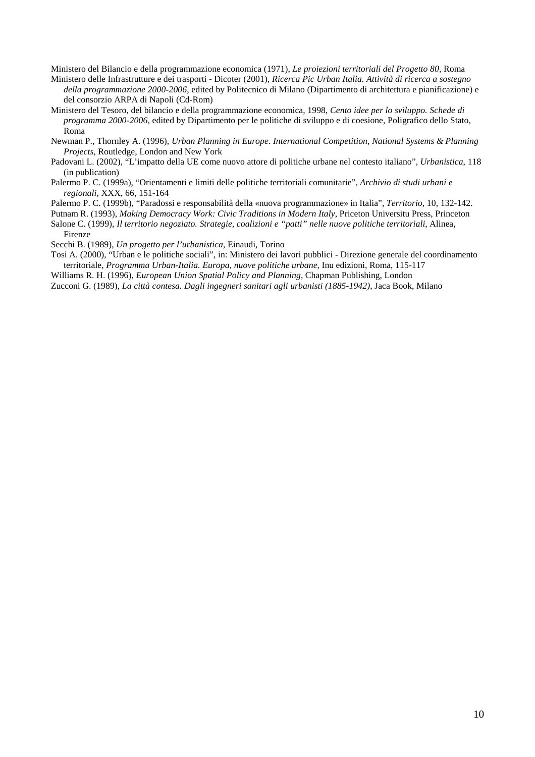Ministero del Bilancio e della programmazione economica (1971), *Le proiezioni territoriali del Progetto 80*, Roma

Ministero delle Infrastrutture e dei trasporti - Dicoter (2001), *Ricerca Pic Urban Italia. Attività di ricerca a sostegno della programmazione 2000-2006*, edited by Politecnico di Milano (Dipartimento di architettura e pianificazione) e del consorzio ARPA di Napoli (Cd-Rom)

Ministero del Tesoro, del bilancio e della programmazione economica, 1998, *Cento idee per lo sviluppo. Schede di programma 2000-2006*, edited by Dipartimento per le politiche di sviluppo e di coesione, Poligrafico dello Stato, Roma

Newman P., Thornley A. (1996), *Urban Planning in Europe. International Competition, National Systems & Planning Projects*, Routledge, London and New York

Padovani L. (2002), "L'impatto della UE come nuovo attore di politiche urbane nel contesto italiano", *Urbanistica*, 118 (in publication)

Palermo P. C. (1999a), "Orientamenti e limiti delle politiche territoriali comunitarie", *Archivio di studi urbani e regionali*, XXX, 66, 151-164

Palermo P. C. (1999b), "Paradossi e responsabilità della «nuova programmazione» in Italia", *Territorio*, 10, 132-142.

Putnam R. (1993), *Making Democracy Work: Civic Traditions in Modern Italy*, Priceton Universitu Press, Princeton

Salone C. (1999), *Il territorio negoziato. Strategie, coalizioni e "patti" nelle nuove politiche territoriali*, Alinea, Firenze

Secchi B. (1989), *Un progetto per l'urbanistica*, Einaudi, Torino

Tosi A. (2000), "Urban e le politiche sociali", in: Ministero dei lavori pubblici - Direzione generale del coordinamento territoriale, *Programma Urban-Italia. Europa, nuove politiche urbane*, Inu edizioni, Roma, 115-117

Williams R. H. (1996), *European Union Spatial Policy and Planning*, Chapman Publishing, London

Zucconi G. (1989), *La città contesa. Dagli ingegneri sanitari agli urbanisti (1885-1942)*, Jaca Book, Milano